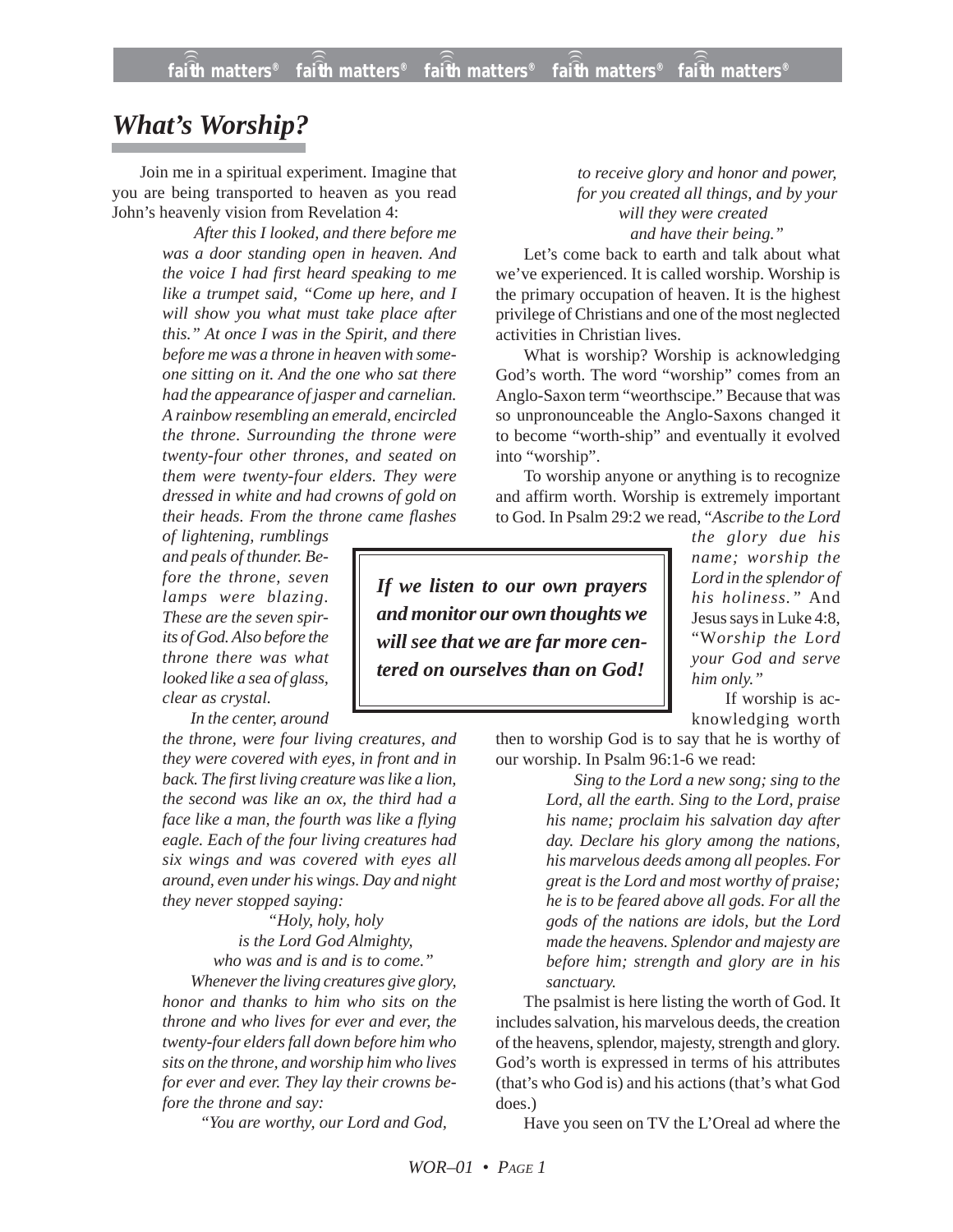# *What's Worship?*

Join me in a spiritual experiment. Imagine that you are being transported to heaven as you read John's heavenly vision from Revelation 4:

> *After this I looked, and there before me was a door standing open in heaven. And the voice I had first heard speaking to me like a trumpet said, "Come up here, and I will show you what must take place after this." At once I was in the Spirit, and there before me was a throne in heaven with someone sitting on it. And the one who sat there had the appearance of jasper and carnelian. A rainbow resembling an emerald, encircled the throne. Surrounding the throne were twenty-four other thrones, and seated on them were twenty-four elders. They were dressed in white and had crowns of gold on their heads. From the throne came flashes of lightening, rumblings and peals of thunder. Before the throne, seven lamps were blazing. These are the seven spirits of God. Also before the throne there was what looked like a sea of glass, clear as crystal.*
>
> *In the center, around the throne, were four living creatures, and they were covered with eyes, in front and in back. The first living creature was like a lion, the second was like an ox, the third had a face like a man, the fourth was like a flying eagle. Each of the four living creatures had six wings and was covered with eyes all around, even under his wings. Day and night they never stopped saying:*
>
> *"Holy, holy, holy*
> *is the Lord God Almighty,*
> *who was and is and is to come."*
>
> *Whenever the living creatures give glory, honor and thanks to him who sits on the throne and who lives for ever and ever, the twenty-four elders fall down before him who sits on the throne, and worship him who lives for ever and ever. They lay their crowns before the throne and say:*
>
> *"You are worthy, our Lord and God,*
> *to receive glory and honor and power,*
> *for you created all things, and by your will they were created*
> *and have their being."*

Let's come back to earth and talk about what we've experienced. It is called worship. Worship is the primary occupation of heaven. It is the highest privilege of Christians and one of the most neglected activities in Christian lives.

What is worship? Worship is acknowledging God's worth. The word "worship" comes from an Anglo-Saxon term "weorthscipe." Because that was so unpronounceable the Anglo-Saxons changed it to become "worth-ship" and eventually it evolved into "worship".

To worship anyone or anything is to recognize and affirm worth. Worship is extremely important to God. In Psalm 29:2 we read, "*Ascribe to the Lord the glory due his name; worship the Lord in the splendor of his holiness.*" And Jesus says in Luke 4:8, "*Worship the Lord your God and serve him only.*"

> ***If we listen to our own prayers and monitor our own thoughts we will see that we are far more centered on ourselves than on God!***

If worship is acknowledging worth then to worship God is to say that he is worthy of our worship. In Psalm 96:1-6 we read:

> *Sing to the Lord a new song; sing to the Lord, all the earth. Sing to the Lord, praise his name; proclaim his salvation day after day. Declare his glory among the nations, his marvelous deeds among all peoples. For great is the Lord and most worthy of praise; he is to be feared above all gods. For all the gods of the nations are idols, but the Lord made the heavens. Splendor and majesty are before him; strength and glory are in his sanctuary.*

The psalmist is here listing the worth of God. It includes salvation, his marvelous deeds, the creation of the heavens, splendor, majesty, strength and glory. God's worth is expressed in terms of his attributes (that's who God is) and his actions (that's what God does.)

Have you seen on TV the L'Oreal ad where the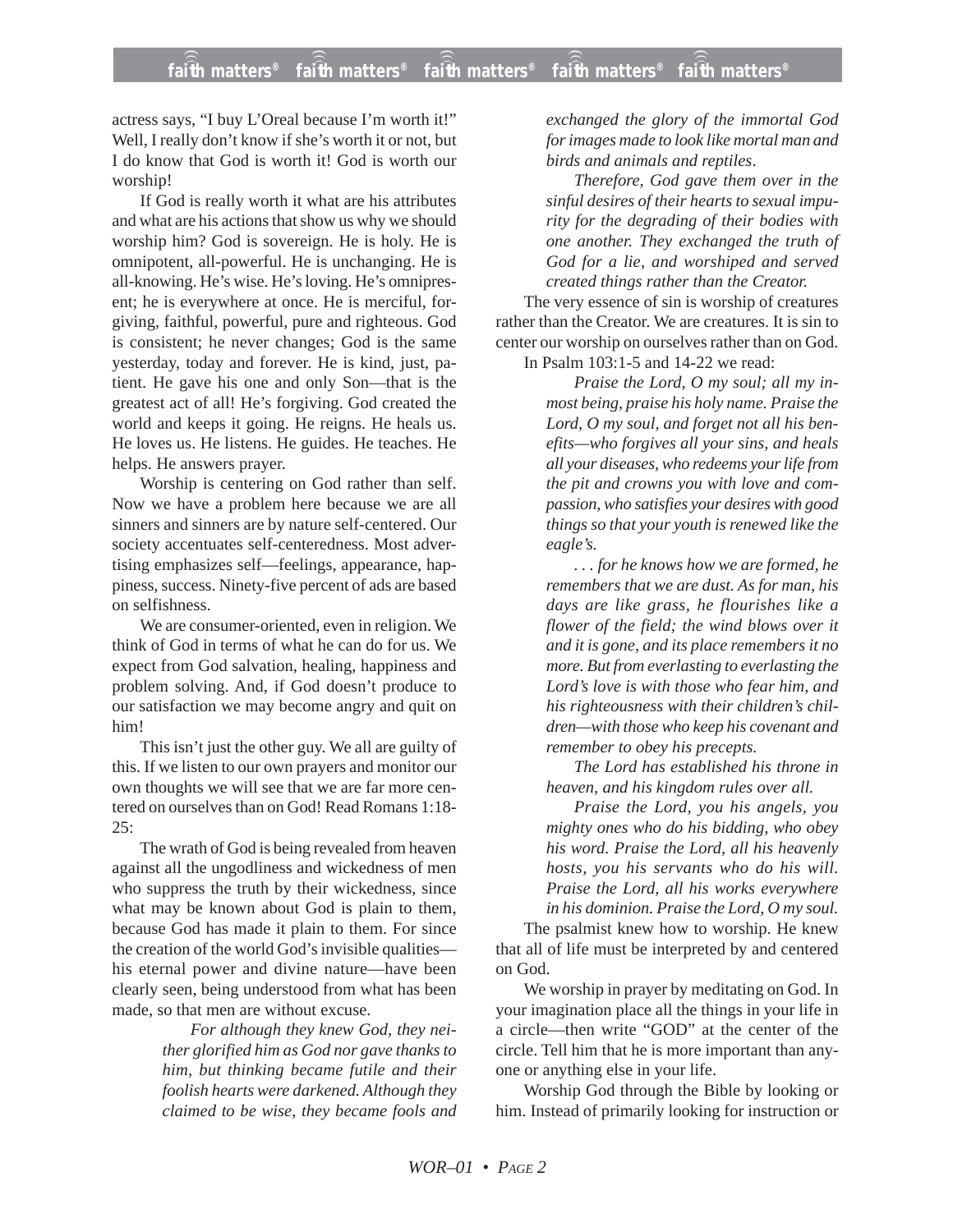actress says, "I buy L'Oreal because I'm worth it!" Well, I really don't know if she's worth it or not, but I do know that God is worth it! God is worth our worship!

If God is really worth it what are his attributes and what are his actions that show us why we should worship him? God is sovereign. He is holy. He is omnipotent, all-powerful. He is unchanging. He is all-knowing. He's wise. He's loving. He's omnipresent; he is everywhere at once. He is merciful, forgiving, faithful, powerful, pure and righteous. God is consistent; he never changes; God is the same yesterday, today and forever. He is kind, just, patient. He gave his one and only Son—that is the greatest act of all! He's forgiving. God created the world and keeps it going. He reigns. He heals us. He loves us. He listens. He guides. He teaches. He helps. He answers prayer.

Worship is centering on God rather than self. Now we have a problem here because we are all sinners and sinners are by nature self-centered. Our society accentuates self-centeredness. Most advertising emphasizes self—feelings, appearance, happiness, success. Ninety-five percent of ads are based on selfishness.

We are consumer-oriented, even in religion. We think of God in terms of what he can do for us. We expect from God salvation, healing, happiness and problem solving. And, if God doesn't produce to our satisfaction we may become angry and quit on him!

This isn't just the other guy. We all are guilty of this. If we listen to our own prayers and monitor our own thoughts we will see that we are far more centered on ourselves than on God! Read Romans 1:18-25:

The wrath of God is being revealed from heaven against all the ungodliness and wickedness of men who suppress the truth by their wickedness, since what may be known about God is plain to them, because God has made it plain to them. For since the creation of the world God's invisible qualities—his eternal power and divine nature—have been clearly seen, being understood from what has been made, so that men are without excuse.

> *For although they knew God, they neither glorified him as God nor gave thanks to him, but thinking became futile and their foolish hearts were darkened. Although they claimed to be wise, they became fools and exchanged the glory of the immortal God for images made to look like mortal man and birds and animals and reptiles.*
>
> *Therefore, God gave them over in the sinful desires of their hearts to sexual impurity for the degrading of their bodies with one another. They exchanged the truth of God for a lie, and worshiped and served created things rather than the Creator.*

The very essence of sin is worship of creatures rather than the Creator. We are creatures. It is sin to center our worship on ourselves rather than on God.

In Psalm 103:1-5 and 14-22 we read:

> *Praise the Lord, O my soul; all my inmost being, praise his holy name. Praise the Lord, O my soul, and forget not all his benefits—who forgives all your sins, and heals all your diseases, who redeems your life from the pit and crowns you with love and compassion, who satisfies your desires with good things so that your youth is renewed like the eagle's.*
>
> *. . . for he knows how we are formed, he remembers that we are dust. As for man, his days are like grass, he flourishes like a flower of the field; the wind blows over it and it is gone, and its place remembers it no more. But from everlasting to everlasting the Lord's love is with those who fear him, and his righteousness with their children's children—with those who keep his covenant and remember to obey his precepts.*
>
> *The Lord has established his throne in heaven, and his kingdom rules over all.*
>
> *Praise the Lord, you his angels, you mighty ones who do his bidding, who obey his word. Praise the Lord, all his heavenly hosts, you his servants who do his will. Praise the Lord, all his works everywhere in his dominion. Praise the Lord, O my soul.*

The psalmist knew how to worship. He knew that all of life must be interpreted by and centered on God.

We worship in prayer by meditating on God. In your imagination place all the things in your life in a circle—then write "GOD" at the center of the circle. Tell him that he is more important than anyone or anything else in your life.

Worship God through the Bible by looking or him. Instead of primarily looking for instruction or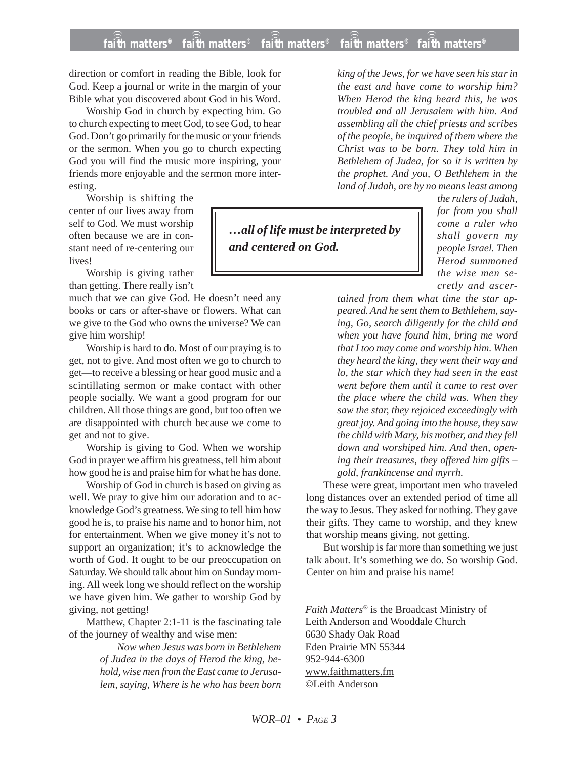direction or comfort in reading the Bible, look for God. Keep a journal or write in the margin of your Bible what you discovered about God in his Word.

Worship God in church by expecting him. Go to church expecting to meet God, to see God, to hear God. Don't go primarily for the music or your friends or the sermon. When you go to church expecting God you will find the music more inspiring, your friends more enjoyable and the sermon more interesting.

Worship is shifting the center of our lives away from self to God. We must worship often because we are in constant need of re-centering our lives!

> ***…all of life must be interpreted by and centered on God.***

Worship is giving rather than getting. There really isn't much that we can give God. He doesn't need any books or cars or after-shave or flowers. What can we give to the God who owns the universe? We can give him worship!

Worship is hard to do. Most of our praying is to get, not to give. And most often we go to church to get—to receive a blessing or hear good music and a scintillating sermon or make contact with other people socially. We want a good program for our children. All those things are good, but too often we are disappointed with church because we come to get and not to give.

Worship is giving to God. When we worship God in prayer we affirm his greatness, tell him about how good he is and praise him for what he has done.

Worship of God in church is based on giving as well. We pray to give him our adoration and to acknowledge God's greatness. We sing to tell him how good he is, to praise his name and to honor him, not for entertainment. When we give money it's not to support an organization; it's to acknowledge the worth of God. It ought to be our preoccupation on Saturday. We should talk about him on Sunday morning. All week long we should reflect on the worship we have given him. We gather to worship God by giving, not getting!

Matthew, Chapter 2:1-11 is the fascinating tale of the journey of wealthy and wise men:

> *Now when Jesus was born in Bethlehem of Judea in the days of Herod the king, behold, wise men from the East came to Jerusalem, saying, Where is he who has been born king of the Jews, for we have seen his star in the east and have come to worship him? When Herod the king heard this, he was troubled and all Jerusalem with him. And assembling all the chief priests and scribes of the people, he inquired of them where the Christ was to be born. They told him in Bethlehem of Judea, for so it is written by the prophet. And you, O Bethlehem in the land of Judah, are by no means least among the rulers of Judah, for from you shall come a ruler who shall govern my people Israel. Then Herod summoned the wise men secretly and ascertained from them what time the star appeared. And he sent them to Bethlehem, saying, Go, search diligently for the child and when you have found him, bring me word that I too may come and worship him. When they heard the king, they went their way and lo, the star which they had seen in the east went before them until it came to rest over the place where the child was. When they saw the star, they rejoiced exceedingly with great joy. And going into the house, they saw the child with Mary, his mother, and they fell down and worshiped him. And then, opening their treasures, they offered him gifts – gold, frankincense and myrrh.*

These were great, important men who traveled long distances over an extended period of time all the way to Jesus. They asked for nothing. They gave their gifts. They came to worship, and they knew that worship means giving, not getting.

But worship is far more than something we just talk about. It's something we do. So worship God. Center on him and praise his name!

*Faith Matters*® is the Broadcast Ministry of
Leith Anderson and Wooddale Church
6630 Shady Oak Road
Eden Prairie MN 55344
952-944-6300
www.faithmatters.fm
©Leith Anderson